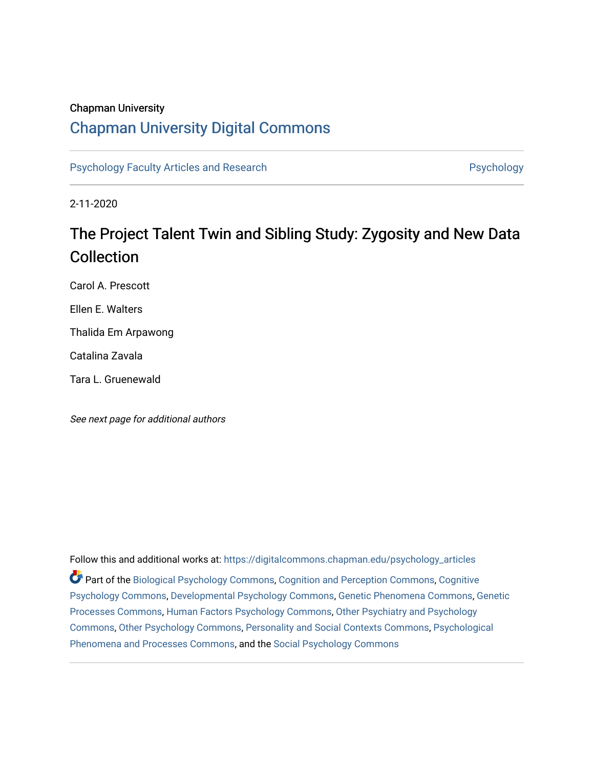Chapman University

# Chapman University Digital Commons

Psychology Faculty Articles and Research | Psychology

2-11-2020

## The Project Talent Twin and Sibling Study: Zygosity and New Data Collection

Carol A. Prescott

Ellen E. Walters

Thalida Em Arpawong

Catalina Zavala

Tara L. Gruenewald

*See next page for additional authors*

Follow this and additional works at: https://digitalcommons.chapman.edu/psychology_articles

Part of the Biological Psychology Commons, Cognition and Perception Commons, Cognitive Psychology Commons, Developmental Psychology Commons, Genetic Phenomena Commons, Genetic Processes Commons, Human Factors Psychology Commons, Other Psychiatry and Psychology Commons, Other Psychology Commons, Personality and Social Contexts Commons, Psychological Phenomena and Processes Commons, and the Social Psychology Commons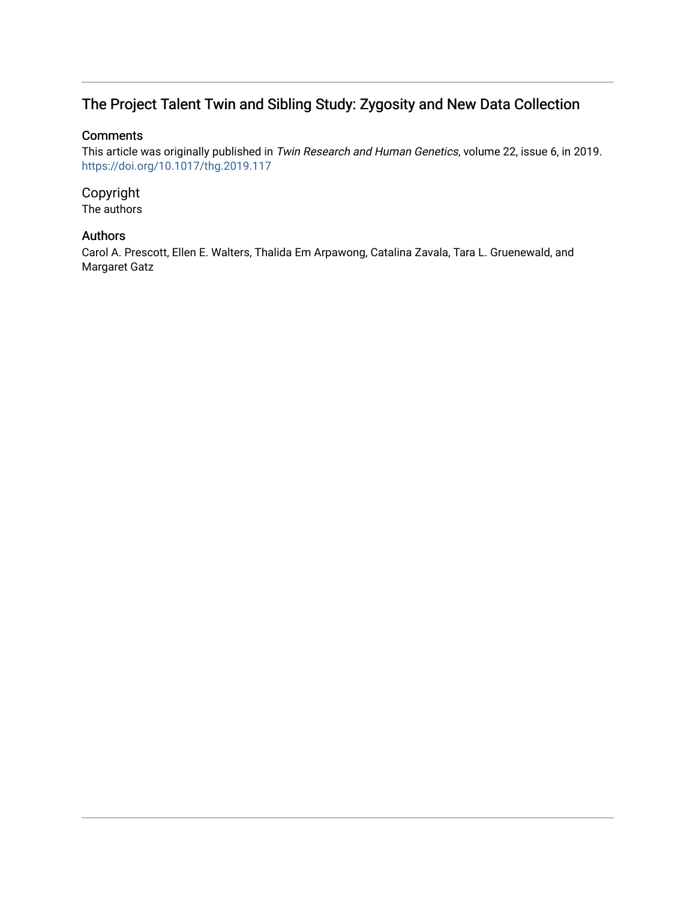# The Project Talent Twin and Sibling Study: Zygosity and New Data Collection

## Comments

This article was originally published in *Twin Research and Human Genetics*, volume 22, issue 6, in 2019. https://doi.org/10.1017/thg.2019.117

## Copyright

The authors

## Authors

Carol A. Prescott, Ellen E. Walters, Thalida Em Arpawong, Catalina Zavala, Tara L. Gruenewald, and Margaret Gatz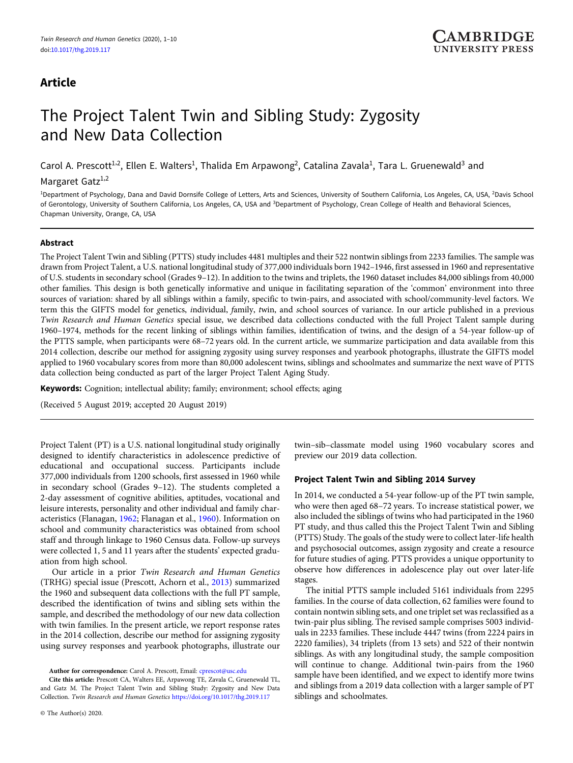## Article

# The Project Talent Twin and Sibling Study: Zygosity and New Data Collection

Carol A. Prescott[1,2], Ellen E. Walters[1], Thalida Em Arpawong[2], Catalina Zavala[1], Tara L. Gruenewald[3] and Margaret Gatz[1,2]

[1]Department of Psychology, Dana and David Dornsife College of Letters, Arts and Sciences, University of Southern California, Los Angeles, CA, USA, [2]Davis School of Gerontology, University of Southern California, Los Angeles, CA, USA and [3]Department of Psychology, Crean College of Health and Behavioral Sciences, Chapman University, Orange, CA, USA

### Abstract

The Project Talent Twin and Sibling (PTTS) study includes 4481 multiples and their 522 nontwin siblings from 2233 families. The sample was drawn from Project Talent, a U.S. national longitudinal study of 377,000 individuals born 1942–1946, first assessed in 1960 and representative of U.S. students in secondary school (Grades 9–12). In addition to the twins and triplets, the 1960 dataset includes 84,000 siblings from 40,000 other families. This design is both genetically informative and unique in facilitating separation of the 'common' environment into three sources of variation: shared by all siblings within a family, specific to twin-pairs, and associated with school/community-level factors. We term this the GIFTS model for *g*enetics, *i*ndividual, *f*amily, *t*win, and *s*chool sources of variance. In our article published in a previous *Twin Research and Human Genetics* special issue, we described data collections conducted with the full Project Talent sample during 1960–1974, methods for the recent linking of siblings within families, identification of twins, and the design of a 54-year follow-up of the PTTS sample, when participants were 68–72 years old. In the current article, we summarize participation and data available from this 2014 collection, describe our method for assigning zygosity using survey responses and yearbook photographs, illustrate the GIFTS model applied to 1960 vocabulary scores from more than 80,000 adolescent twins, siblings and schoolmates and summarize the next wave of PTTS data collection being conducted as part of the larger Project Talent Aging Study.

**Keywords:** Cognition; intellectual ability; family; environment; school effects; aging

(Received 5 August 2019; accepted 20 August 2019)

Project Talent (PT) is a U.S. national longitudinal study originally designed to identify characteristics in adolescence predictive of educational and occupational success. Participants include 377,000 individuals from 1200 schools, first assessed in 1960 while in secondary school (Grades 9–12). The students completed a 2-day assessment of cognitive abilities, aptitudes, vocational and leisure interests, personality and other individual and family characteristics (Flanagan, 1962; Flanagan et al., 1960). Information on school and community characteristics was obtained from school staff and through linkage to 1960 Census data. Follow-up surveys were collected 1, 5 and 11 years after the students' expected graduation from high school.

Our article in a prior *Twin Research and Human Genetics* (TRHG) special issue (Prescott, Achorn et al., 2013) summarized the 1960 and subsequent data collections with the full PT sample, described the identification of twins and sibling sets within the sample, and described the methodology of our new data collection with twin families. In the present article, we report response rates in the 2014 collection, describe our method for assigning zygosity using survey responses and yearbook photographs, illustrate our twin–sib–classmate model using 1960 vocabulary scores and preview our 2019 data collection.

### Project Talent Twin and Sibling 2014 Survey

In 2014, we conducted a 54-year follow-up of the PT twin sample, who were then aged 68–72 years. To increase statistical power, we also included the siblings of twins who had participated in the 1960 PT study, and thus called this the Project Talent Twin and Sibling (PTTS) Study. The goals of the study were to collect later-life health and psychosocial outcomes, assign zygosity and create a resource for future studies of aging. PTTS provides a unique opportunity to observe how differences in adolescence play out over later-life stages.

The initial PTTS sample included 5161 individuals from 2295 families. In the course of data collection, 62 families were found to contain nontwin sibling sets, and one triplet set was reclassified as a twin-pair plus sibling. The revised sample comprises 5003 individuals in 2233 families. These include 4447 twins (from 2224 pairs in 2220 families), 34 triplets (from 13 sets) and 522 of their nontwin siblings. As with any longitudinal study, the sample composition will continue to change. Additional twin-pairs from the 1960 sample have been identified, and we expect to identify more twins and siblings from a 2019 data collection with a larger sample of PT siblings and schoolmates.

**Author for correspondence:** Carol A. Prescott, Email: cprescot@usc.edu

**Cite this article:** Prescott CA, Walters EE, Arpawong TE, Zavala C, Gruenewald TL, and Gatz M. The Project Talent Twin and Sibling Study: Zygosity and New Data Collection. *Twin Research and Human Genetics* https://doi.org/10.1017/thg.2019.117

© The Author(s) 2020.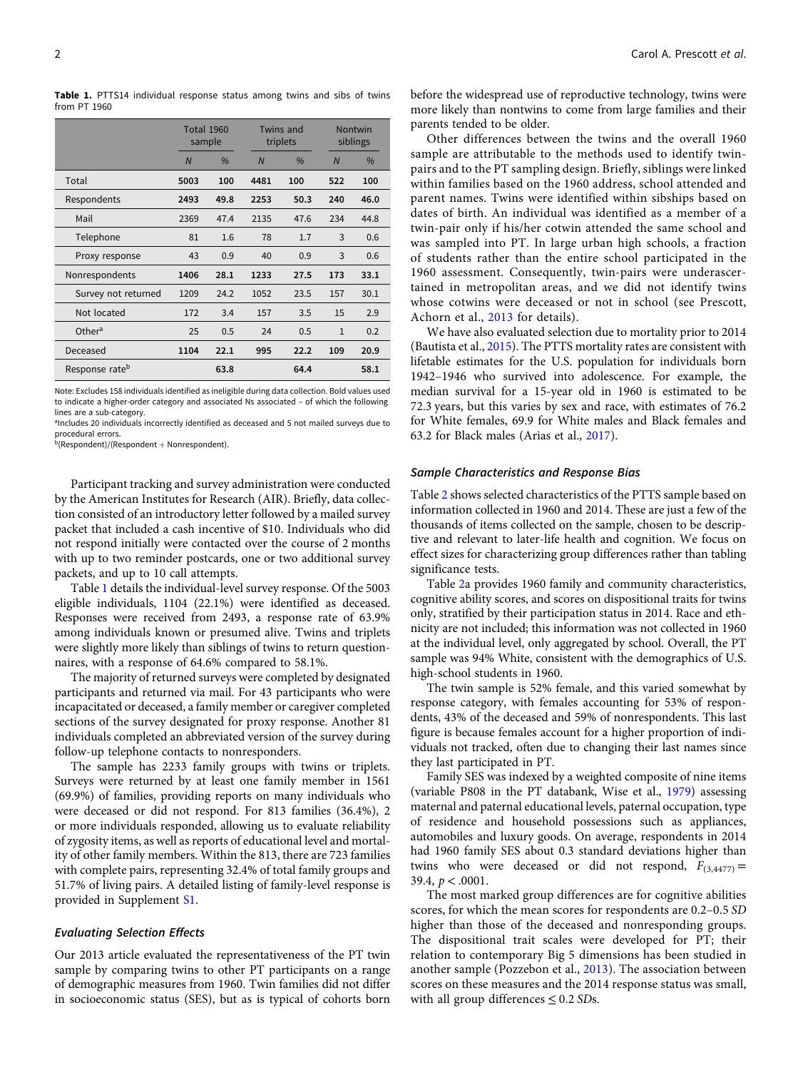**Table 1.** PTTS14 individual response status among twins and sibs of twins from PT 1960

| | Total 1960 sample | | Twins and triplets | | Nontwin siblings | |
|---|---|---|---|---|---|---|
| | *N* | % | *N* | % | *N* | % |
| Total | **5003** | **100** | **4481** | **100** | **522** | **100** |
| Respondents | **2493** | **49.8** | **2253** | **50.3** | **240** | **46.0** |
| Mail | 2369 | 47.4 | 2135 | 47.6 | 234 | 44.8 |
| Telephone | 81 | 1.6 | 78 | 1.7 | 3 | 0.6 |
| Proxy response | 43 | 0.9 | 40 | 0.9 | 3 | 0.6 |
| Nonrespondents | **1406** | **28.1** | **1233** | **27.5** | **173** | **33.1** |
| Survey not returned | 1209 | 24.2 | 1052 | 23.5 | 157 | 30.1 |
| Not located | 172 | 3.4 | 157 | 3.5 | 15 | 2.9 |
| Other[a] | 25 | 0.5 | 24 | 0.5 | 1 | 0.2 |
| Deceased | **1104** | **22.1** | **995** | **22.2** | **109** | **20.9** |
| Response rate[b] | | **63.8** | | **64.4** | | **58.1** |

Note: Excludes 158 individuals identified as ineligible during data collection. Bold values used to indicate a higher-order category and associated Ns associated – of which the following lines are a sub-category.
[a]Includes 20 individuals incorrectly identified as deceased and 5 not mailed surveys due to procedural errors.
[b](Respondent)/(Respondent + Nonrespondent).

Participant tracking and survey administration were conducted by the American Institutes for Research (AIR). Briefly, data collection consisted of an introductory letter followed by a mailed survey packet that included a cash incentive of $10. Individuals who did not respond initially were contacted over the course of 2 months with up to two reminder postcards, one or two additional survey packets, and up to 10 call attempts.

Table 1 details the individual-level survey response. Of the 5003 eligible individuals, 1104 (22.1%) were identified as deceased. Responses were received from 2493, a response rate of 63.9% among individuals known or presumed alive. Twins and triplets were slightly more likely than siblings of twins to return questionnaires, with a response of 64.6% compared to 58.1%.

The majority of returned surveys were completed by designated participants and returned via mail. For 43 participants who were incapacitated or deceased, a family member or caregiver completed sections of the survey designated for proxy response. Another 81 individuals completed an abbreviated version of the survey during follow-up telephone contacts to nonresponders.

The sample has 2233 family groups with twins or triplets. Surveys were returned by at least one family member in 1561 (69.9%) of families, providing reports on many individuals who were deceased or did not respond. For 813 families (36.4%), 2 or more individuals responded, allowing us to evaluate reliability of zygosity items, as well as reports of educational level and mortality of other family members. Within the 813, there are 723 families with complete pairs, representing 32.4% of total family groups and 51.7% of living pairs. A detailed listing of family-level response is provided in Supplement S1.

### *Evaluating Selection Effects*

Our 2013 article evaluated the representativeness of the PT twin sample by comparing twins to other PT participants on a range of demographic measures from 1960. Twin families did not differ in socioeconomic status (SES), but as is typical of cohorts born before the widespread use of reproductive technology, twins were more likely than nontwins to come from large families and their parents tended to be older.

Other differences between the twins and the overall 1960 sample are attributable to the methods used to identify twin-pairs and to the PT sampling design. Briefly, siblings were linked within families based on the 1960 address, school attended and parent names. Twins were identified within sibships based on dates of birth. An individual was identified as a member of a twin-pair only if his/her cotwin attended the same school and was sampled into PT. In large urban high schools, a fraction of students rather than the entire school participated in the 1960 assessment. Consequently, twin-pairs were underascertained in metropolitan areas, and we did not identify twins whose cotwins were deceased or not in school (see Prescott, Achorn et al., 2013 for details).

We have also evaluated selection due to mortality prior to 2014 (Bautista et al., 2015). The PTTS mortality rates are consistent with lifetable estimates for the U.S. population for individuals born 1942–1946 who survived into adolescence. For example, the median survival for a 15-year old in 1960 is estimated to be 72.3 years, but this varies by sex and race, with estimates of 76.2 for White females, 69.9 for White males and Black females and 63.2 for Black males (Arias et al., 2017).

### *Sample Characteristics and Response Bias*

Table 2 shows selected characteristics of the PTTS sample based on information collected in 1960 and 2014. These are just a few of the thousands of items collected on the sample, chosen to be descriptive and relevant to later-life health and cognition. We focus on effect sizes for characterizing group differences rather than tabling significance tests.

Table 2a provides 1960 family and community characteristics, cognitive ability scores, and scores on dispositional traits for twins only, stratified by their participation status in 2014. Race and ethnicity are not included; this information was not collected in 1960 at the individual level, only aggregated by school. Overall, the PT sample was 94% White, consistent with the demographics of U.S. high-school students in 1960.

The twin sample is 52% female, and this varied somewhat by response category, with females accounting for 53% of respondents, 43% of the deceased and 59% of nonrespondents. This last figure is because females account for a higher proportion of individuals not tracked, often due to changing their last names since they last participated in PT.

Family SES was indexed by a weighted composite of nine items (variable P808 in the PT databank, Wise et al., 1979) assessing maternal and paternal educational levels, paternal occupation, type of residence and household possessions such as appliances, automobiles and luxury goods. On average, respondents in 2014 had 1960 family SES about 0.3 standard deviations higher than twins who were deceased or did not respond, $F_{(3,4477)} = 39.4$, $p < .0001$.

The most marked group differences are for cognitive abilities scores, for which the mean scores for respondents are 0.2–0.5 *SD* higher than those of the deceased and nonresponding groups. The dispositional trait scales were developed for PT; their relation to contemporary Big 5 dimensions has been studied in another sample (Pozzebon et al., 2013). The association between scores on these measures and the 2014 response status was small, with all group differences ≤ 0.2 *SD*s.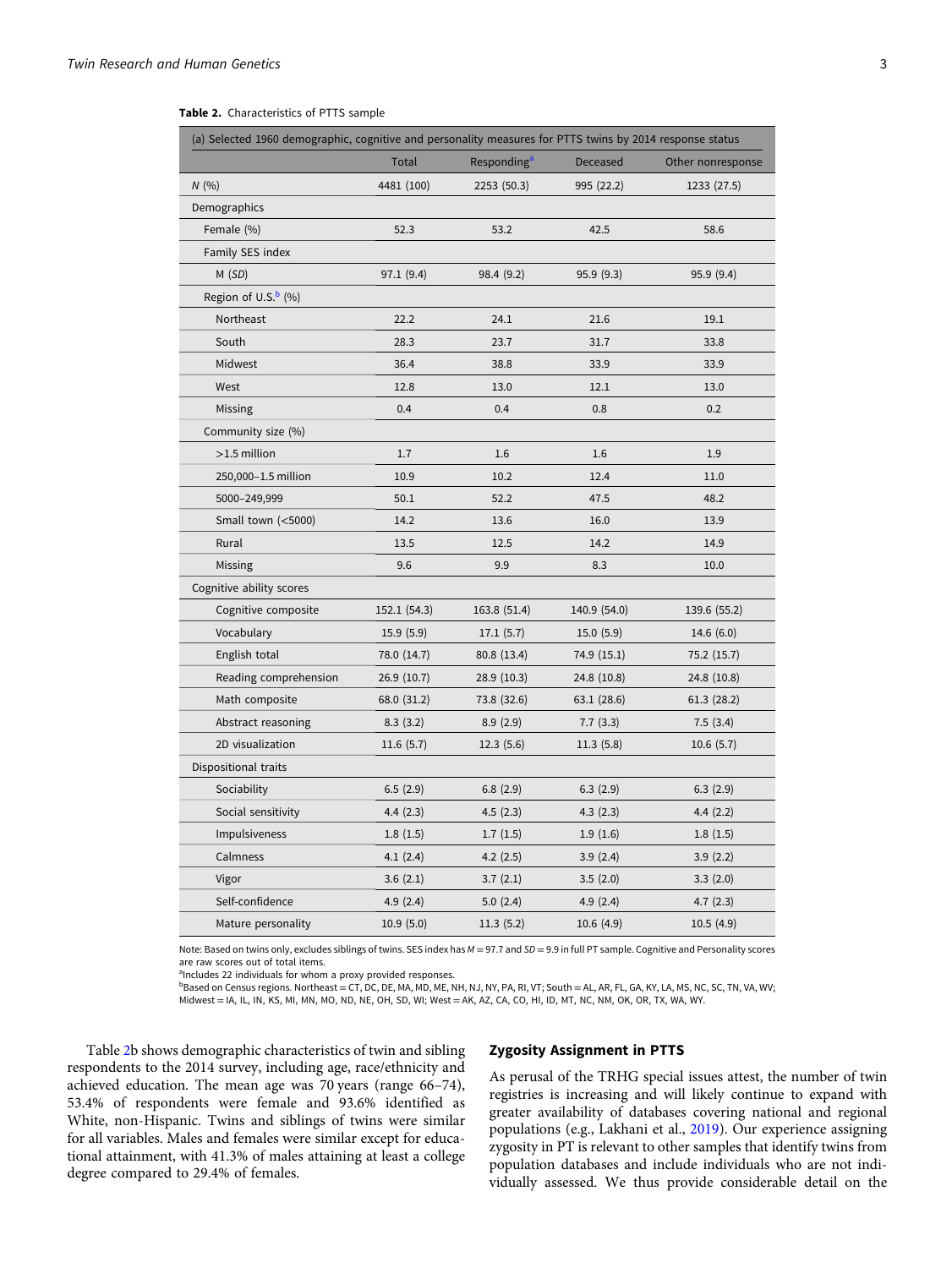**Table 2.** Characteristics of PTTS sample

| (a) Selected 1960 demographic, cognitive and personality measures for PTTS twins by 2014 response status | | | | |
|---|---|---|---|---|
| | Total | Responding[a] | Deceased | Other nonresponse |
| *N* (%) | 4481 (100) | 2253 (50.3) | 995 (22.2) | 1233 (27.5) |
| Demographics | | | | |
| Female (%) | 52.3 | 53.2 | 42.5 | 58.6 |
| Family SES index | | | | |
| M (*SD*) | 97.1 (9.4) | 98.4 (9.2) | 95.9 (9.3) | 95.9 (9.4) |
| Region of U.S.[b] (%) | | | | |
| Northeast | 22.2 | 24.1 | 21.6 | 19.1 |
| South | 28.3 | 23.7 | 31.7 | 33.8 |
| Midwest | 36.4 | 38.8 | 33.9 | 33.9 |
| West | 12.8 | 13.0 | 12.1 | 13.0 |
| Missing | 0.4 | 0.4 | 0.8 | 0.2 |
| Community size (%) | | | | |
| >1.5 million | 1.7 | 1.6 | 1.6 | 1.9 |
| 250,000–1.5 million | 10.9 | 10.2 | 12.4 | 11.0 |
| 5000–249,999 | 50.1 | 52.2 | 47.5 | 48.2 |
| Small town (<5000) | 14.2 | 13.6 | 16.0 | 13.9 |
| Rural | 13.5 | 12.5 | 14.2 | 14.9 |
| Missing | 9.6 | 9.9 | 8.3 | 10.0 |
| Cognitive ability scores | | | | |
| Cognitive composite | 152.1 (54.3) | 163.8 (51.4) | 140.9 (54.0) | 139.6 (55.2) |
| Vocabulary | 15.9 (5.9) | 17.1 (5.7) | 15.0 (5.9) | 14.6 (6.0) |
| English total | 78.0 (14.7) | 80.8 (13.4) | 74.9 (15.1) | 75.2 (15.7) |
| Reading comprehension | 26.9 (10.7) | 28.9 (10.3) | 24.8 (10.8) | 24.8 (10.8) |
| Math composite | 68.0 (31.2) | 73.8 (32.6) | 63.1 (28.6) | 61.3 (28.2) |
| Abstract reasoning | 8.3 (3.2) | 8.9 (2.9) | 7.7 (3.3) | 7.5 (3.4) |
| 2D visualization | 11.6 (5.7) | 12.3 (5.6) | 11.3 (5.8) | 10.6 (5.7) |
| Dispositional traits | | | | |
| Sociability | 6.5 (2.9) | 6.8 (2.9) | 6.3 (2.9) | 6.3 (2.9) |
| Social sensitivity | 4.4 (2.3) | 4.5 (2.3) | 4.3 (2.3) | 4.4 (2.2) |
| Impulsiveness | 1.8 (1.5) | 1.7 (1.5) | 1.9 (1.6) | 1.8 (1.5) |
| Calmness | 4.1 (2.4) | 4.2 (2.5) | 3.9 (2.4) | 3.9 (2.2) |
| Vigor | 3.6 (2.1) | 3.7 (2.1) | 3.5 (2.0) | 3.3 (2.0) |
| Self-confidence | 4.9 (2.4) | 5.0 (2.4) | 4.9 (2.4) | 4.7 (2.3) |
| Mature personality | 10.9 (5.0) | 11.3 (5.2) | 10.6 (4.9) | 10.5 (4.9) |

Note: Based on twins only, excludes siblings of twins. SES index has $M = 97.7$ and $SD = 9.9$ in full PT sample. Cognitive and Personality scores are raw scores out of total items.
[a]Includes 22 individuals for whom a proxy provided responses.
[b]Based on Census regions. Northeast = CT, DC, DE, MA, MD, ME, NH, NJ, NY, PA, RI, VT; South = AL, AR, FL, GA, KY, LA, MS, NC, SC, TN, VA, WV; Midwest = IA, IL, IN, KS, MI, MN, MO, ND, NE, OH, SD, WI; West = AK, AZ, CA, CO, HI, ID, MT, NC, NM, OK, OR, TX, WA, WY.

Table 2b shows demographic characteristics of twin and sibling respondents to the 2014 survey, including age, race/ethnicity and achieved education. The mean age was 70 years (range 66–74), 53.4% of respondents were female and 93.6% identified as White, non-Hispanic. Twins and siblings of twins were similar for all variables. Males and females were similar except for educational attainment, with 41.3% of males attaining at least a college degree compared to 29.4% of females.

## Zygosity Assignment in PTTS

As perusal of the TRHG special issues attest, the number of twin registries is increasing and will likely continue to expand with greater availability of databases covering national and regional populations (e.g., Lakhani et al., 2019). Our experience assigning zygosity in PT is relevant to other samples that identify twins from population databases and include individuals who are not individually assessed. We thus provide considerable detail on the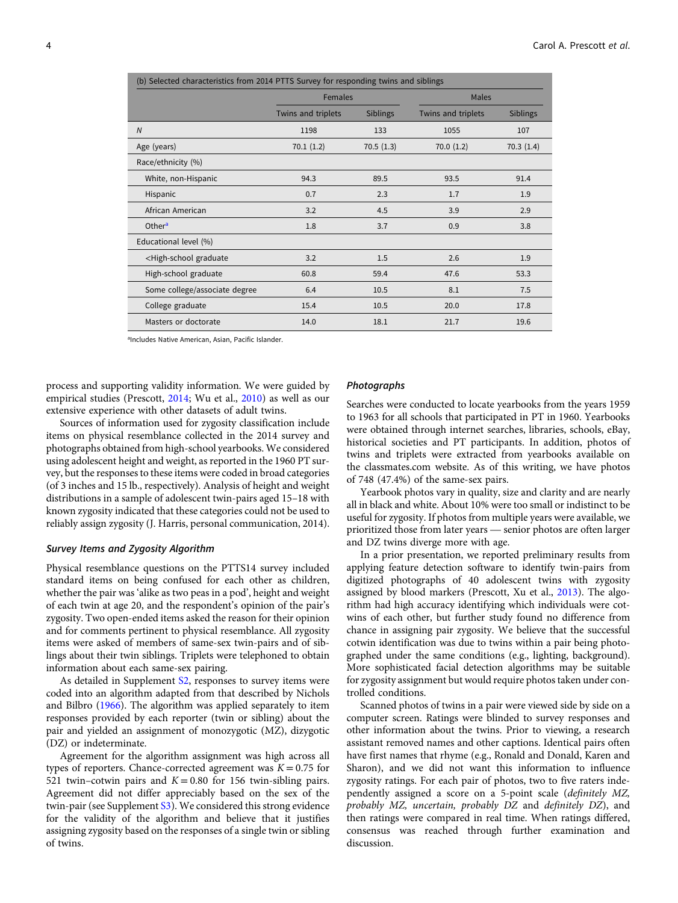| (b) Selected characteristics from 2014 PTTS Survey for responding twins and siblings | | | | |
|---|---|---|---|---|
| | Females | | Males | |
| | Twins and triplets | Siblings | Twins and triplets | Siblings |
| *N* | 1198 | 133 | 1055 | 107 |
| Age (years) | 70.1 (1.2) | 70.5 (1.3) | 70.0 (1.2) | 70.3 (1.4) |
| Race/ethnicity (%) | | | | |
| White, non-Hispanic | 94.3 | 89.5 | 93.5 | 91.4 |
| Hispanic | 0.7 | 2.3 | 1.7 | 1.9 |
| African American | 3.2 | 4.5 | 3.9 | 2.9 |
| Other[a] | 1.8 | 3.7 | 0.9 | 3.8 |
| Educational level (%) | | | | |
| <High-school graduate | 3.2 | 1.5 | 2.6 | 1.9 |
| High-school graduate | 60.8 | 59.4 | 47.6 | 53.3 |
| Some college/associate degree | 6.4 | 10.5 | 8.1 | 7.5 |
| College graduate | 15.4 | 10.5 | 20.0 | 17.8 |
| Masters or doctorate | 14.0 | 18.1 | 21.7 | 19.6 |

[a]Includes Native American, Asian, Pacific Islander.

process and supporting validity information. We were guided by empirical studies (Prescott, 2014; Wu et al., 2010) as well as our extensive experience with other datasets of adult twins.

Sources of information used for zygosity classification include items on physical resemblance collected in the 2014 survey and photographs obtained from high-school yearbooks. We considered using adolescent height and weight, as reported in the 1960 PT survey, but the responses to these items were coded in broad categories (of 3 inches and 15 lb., respectively). Analysis of height and weight distributions in a sample of adolescent twin-pairs aged 15–18 with known zygosity indicated that these categories could not be used to reliably assign zygosity (J. Harris, personal communication, 2014).

### Survey Items and Zygosity Algorithm

Physical resemblance questions on the PTTS14 survey included standard items on being confused for each other as children, whether the pair was 'alike as two peas in a pod', height and weight of each twin at age 20, and the respondent's opinion of the pair's zygosity. Two open-ended items asked the reason for their opinion and for comments pertinent to physical resemblance. All zygosity items were asked of members of same-sex twin-pairs and of siblings about their twin siblings. Triplets were telephoned to obtain information about each same-sex pairing.

As detailed in Supplement S2, responses to survey items were coded into an algorithm adapted from that described by Nichols and Bilbro (1966). The algorithm was applied separately to item responses provided by each reporter (twin or sibling) about the pair and yielded an assignment of monozygotic (MZ), dizygotic (DZ) or indeterminate.

Agreement for the algorithm assignment was high across all types of reporters. Chance-corrected agreement was $K = 0.75$ for 521 twin–cotwin pairs and $K = 0.80$ for 156 twin-sibling pairs. Agreement did not differ appreciably based on the sex of the twin-pair (see Supplement S3). We considered this strong evidence for the validity of the algorithm and believe that it justifies assigning zygosity based on the responses of a single twin or sibling of twins.

### Photographs

Searches were conducted to locate yearbooks from the years 1959 to 1963 for all schools that participated in PT in 1960. Yearbooks were obtained through internet searches, libraries, schools, eBay, historical societies and PT participants. In addition, photos of twins and triplets were extracted from yearbooks available on the classmates.com website. As of this writing, we have photos of 748 (47.4%) of the same-sex pairs.

Yearbook photos vary in quality, size and clarity and are nearly all in black and white. About 10% were too small or indistinct to be useful for zygosity. If photos from multiple years were available, we prioritized those from later years — senior photos are often larger and DZ twins diverge more with age.

In a prior presentation, we reported preliminary results from applying feature detection software to identify twin-pairs from digitized photographs of 40 adolescent twins with zygosity assigned by blood markers (Prescott, Xu et al., 2013). The algorithm had high accuracy identifying which individuals were cotwins of each other, but further study found no difference from chance in assigning pair zygosity. We believe that the successful cotwin identification was due to twins within a pair being photographed under the same conditions (e.g., lighting, background). More sophisticated facial detection algorithms may be suitable for zygosity assignment but would require photos taken under controlled conditions.

Scanned photos of twins in a pair were viewed side by side on a computer screen. Ratings were blinded to survey responses and other information about the twins. Prior to viewing, a research assistant removed names and other captions. Identical pairs often have first names that rhyme (e.g., Ronald and Donald, Karen and Sharon), and we did not want this information to influence zygosity ratings. For each pair of photos, two to five raters independently assigned a score on a 5-point scale (*definitely MZ, probably MZ, uncertain, probably DZ* and *definitely DZ*), and then ratings were compared in real time. When ratings differed, consensus was reached through further examination and discussion.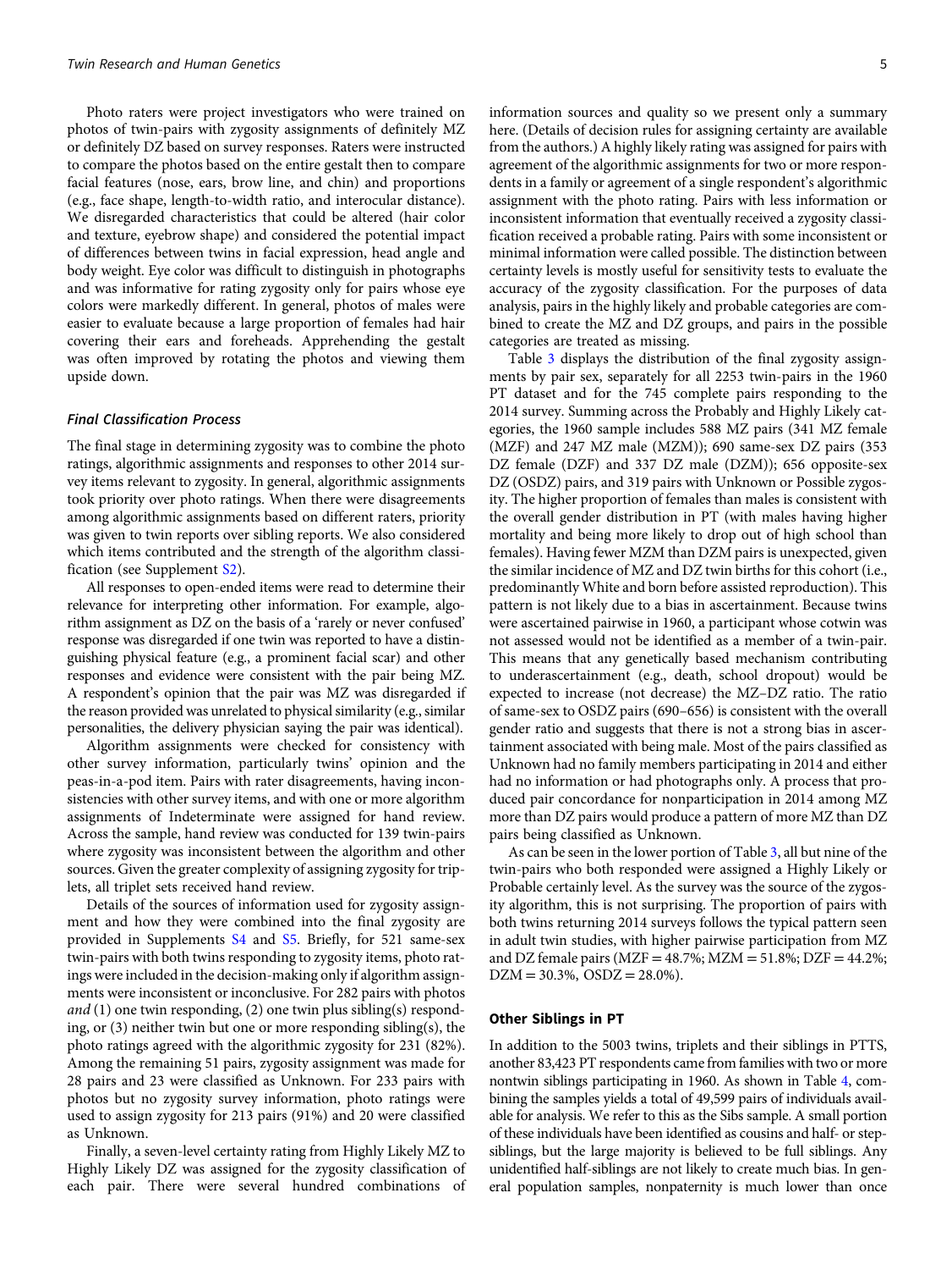Photo raters were project investigators who were trained on photos of twin-pairs with zygosity assignments of definitely MZ or definitely DZ based on survey responses. Raters were instructed to compare the photos based on the entire gestalt then to compare facial features (nose, ears, brow line, and chin) and proportions (e.g., face shape, length-to-width ratio, and interocular distance). We disregarded characteristics that could be altered (hair color and texture, eyebrow shape) and considered the potential impact of differences between twins in facial expression, head angle and body weight. Eye color was difficult to distinguish in photographs and was informative for rating zygosity only for pairs whose eye colors were markedly different. In general, photos of males were easier to evaluate because a large proportion of females had hair covering their ears and foreheads. Apprehending the gestalt was often improved by rotating the photos and viewing them upside down.

### Final Classification Process

The final stage in determining zygosity was to combine the photo ratings, algorithmic assignments and responses to other 2014 survey items relevant to zygosity. In general, algorithmic assignments took priority over photo ratings. When there were disagreements among algorithmic assignments based on different raters, priority was given to twin reports over sibling reports. We also considered which items contributed and the strength of the algorithm classification (see Supplement S2).

All responses to open-ended items were read to determine their relevance for interpreting other information. For example, algorithm assignment as DZ on the basis of a 'rarely or never confused' response was disregarded if one twin was reported to have a distinguishing physical feature (e.g., a prominent facial scar) and other responses and evidence were consistent with the pair being MZ. A respondent's opinion that the pair was MZ was disregarded if the reason provided was unrelated to physical similarity (e.g., similar personalities, the delivery physician saying the pair was identical).

Algorithm assignments were checked for consistency with other survey information, particularly twins' opinion and the peas-in-a-pod item. Pairs with rater disagreements, having inconsistencies with other survey items, and with one or more algorithm assignments of Indeterminate were assigned for hand review. Across the sample, hand review was conducted for 139 twin-pairs where zygosity was inconsistent between the algorithm and other sources. Given the greater complexity of assigning zygosity for triplets, all triplet sets received hand review.

Details of the sources of information used for zygosity assignment and how they were combined into the final zygosity are provided in Supplements S4 and S5. Briefly, for 521 same-sex twin-pairs with both twins responding to zygosity items, photo ratings were included in the decision-making only if algorithm assignments were inconsistent or inconclusive. For 282 pairs with photos *and* (1) one twin responding, (2) one twin plus sibling(s) responding, or (3) neither twin but one or more responding sibling(s), the photo ratings agreed with the algorithmic zygosity for 231 (82%). Among the remaining 51 pairs, zygosity assignment was made for 28 pairs and 23 were classified as Unknown. For 233 pairs with photos but no zygosity survey information, photo ratings were used to assign zygosity for 213 pairs (91%) and 20 were classified as Unknown.

Finally, a seven-level certainty rating from Highly Likely MZ to Highly Likely DZ was assigned for the zygosity classification of each pair. There were several hundred combinations of information sources and quality so we present only a summary here. (Details of decision rules for assigning certainty are available from the authors.) A highly likely rating was assigned for pairs with agreement of the algorithmic assignments for two or more respondents in a family or agreement of a single respondent's algorithmic assignment with the photo rating. Pairs with less information or inconsistent information that eventually received a zygosity classification received a probable rating. Pairs with some inconsistent or minimal information were called possible. The distinction between certainty levels is mostly useful for sensitivity tests to evaluate the accuracy of the zygosity classification. For the purposes of data analysis, pairs in the highly likely and probable categories are combined to create the MZ and DZ groups, and pairs in the possible categories are treated as missing.

Table 3 displays the distribution of the final zygosity assignments by pair sex, separately for all 2253 twin-pairs in the 1960 PT dataset and for the 745 complete pairs responding to the 2014 survey. Summing across the Probably and Highly Likely categories, the 1960 sample includes 588 MZ pairs (341 MZ female (MZF) and 247 MZ male (MZM)); 690 same-sex DZ pairs (353 DZ female (DZF) and 337 DZ male (DZM)); 656 opposite-sex DZ (OSDZ) pairs, and 319 pairs with Unknown or Possible zygosity. The higher proportion of females than males is consistent with the overall gender distribution in PT (with males having higher mortality and being more likely to drop out of high school than females). Having fewer MZM than DZM pairs is unexpected, given the similar incidence of MZ and DZ twin births for this cohort (i.e., predominantly White and born before assisted reproduction). This pattern is not likely due to a bias in ascertainment. Because twins were ascertained pairwise in 1960, a participant whose cotwin was not assessed would not be identified as a member of a twin-pair. This means that any genetically based mechanism contributing to underascertainment (e.g., death, school dropout) would be expected to increase (not decrease) the MZ–DZ ratio. The ratio of same-sex to OSDZ pairs (690–656) is consistent with the overall gender ratio and suggests that there is not a strong bias in ascertainment associated with being male. Most of the pairs classified as Unknown had no family members participating in 2014 and either had no information or had photographs only. A process that produced pair concordance for nonparticipation in 2014 among MZ more than DZ pairs would produce a pattern of more MZ than DZ pairs being classified as Unknown.

As can be seen in the lower portion of Table 3, all but nine of the twin-pairs who both responded were assigned a Highly Likely or Probable certainly level. As the survey was the source of the zygosity algorithm, this is not surprising. The proportion of pairs with both twins returning 2014 surveys follows the typical pattern seen in adult twin studies, with higher pairwise participation from MZ and DZ female pairs (MZF = 48.7%; MZM = 51.8%; DZF = 44.2%; DZM = 30.3%, OSDZ = 28.0%).

### Other Siblings in PT

In addition to the 5003 twins, triplets and their siblings in PTTS, another 83,423 PT respondents came from families with two or more nontwin siblings participating in 1960. As shown in Table 4, combining the samples yields a total of 49,599 pairs of individuals available for analysis. We refer to this as the Sibs sample. A small portion of these individuals have been identified as cousins and half- or step-siblings, but the large majority is believed to be full siblings. Any unidentified half-siblings are not likely to create much bias. In general population samples, nonpaternity is much lower than once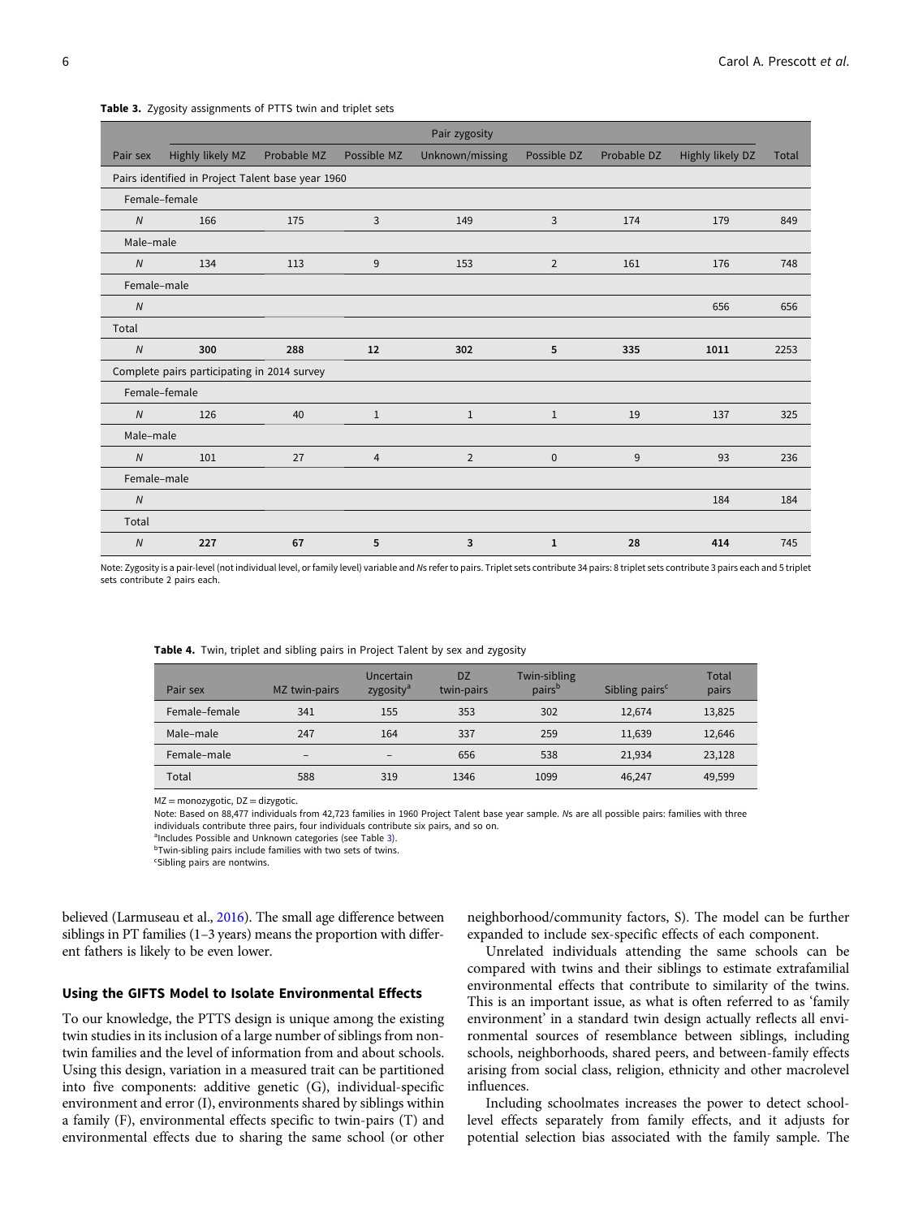**Table 3.** Zygosity assignments of PTTS twin and triplet sets

| | Pair zygosity | | | | | | | |
|---|---|---|---|---|---|---|---|---|
| Pair sex | Highly likely MZ | Probable MZ | Possible MZ | Unknown/missing | Possible DZ | Probable DZ | Highly likely DZ | Total |
| Pairs identified in Project Talent base year 1960 | | | | | | | | |
| Female–female | | | | | | | | |
| *N* | 166 | 175 | 3 | 149 | 3 | 174 | 179 | 849 |
| Male–male | | | | | | | | |
| *N* | 134 | 113 | 9 | 153 | 2 | 161 | 176 | 748 |
| Female–male | | | | | | | | |
| *N* | | | | | | | 656 | 656 |
| Total | | | | | | | | |
| *N* | **300** | **288** | **12** | **302** | **5** | **335** | **1011** | 2253 |
| Complete pairs participating in 2014 survey | | | | | | | | |
| Female–female | | | | | | | | |
| *N* | 126 | 40 | 1 | 1 | 1 | 19 | 137 | 325 |
| Male–male | | | | | | | | |
| *N* | 101 | 27 | 4 | 2 | 0 | 9 | 93 | 236 |
| Female–male | | | | | | | | |
| *N* | | | | | | | 184 | 184 |
| Total | | | | | | | | |
| *N* | **227** | **67** | **5** | **3** | **1** | **28** | **414** | 745 |

Note: Zygosity is a pair-level (not individual level, or family level) variable and *N*s refer to pairs. Triplet sets contribute 34 pairs: 8 triplet sets contribute 3 pairs each and 5 triplet sets contribute 2 pairs each.

**Table 4.** Twin, triplet and sibling pairs in Project Talent by sex and zygosity

| Pair sex | MZ twin-pairs | Uncertain zygosity[a] | DZ twin-pairs | Twin-sibling pairs[b] | Sibling pairs[c] | Total pairs |
|---|---|---|---|---|---|---|
| Female–female | 341 | 155 | 353 | 302 | 12,674 | 13,825 |
| Male–male | 247 | 164 | 337 | 259 | 11,639 | 12,646 |
| Female–male | – | – | 656 | 538 | 21,934 | 23,128 |
| Total | 588 | 319 | 1346 | 1099 | 46,247 | 49,599 |

MZ = monozygotic, DZ = dizygotic.

Note: Based on 88,477 individuals from 42,723 families in 1960 Project Talent base year sample. *N*s are all possible pairs: families with three individuals contribute three pairs, four individuals contribute six pairs, and so on.

[a]Includes Possible and Unknown categories (see Table 3).

[b]Twin-sibling pairs include families with two sets of twins.

[c]Sibling pairs are nontwins.

believed (Larmuseau et al., 2016). The small age difference between siblings in PT families (1–3 years) means the proportion with different fathers is likely to be even lower.

## Using the GIFTS Model to Isolate Environmental Effects

To our knowledge, the PTTS design is unique among the existing twin studies in its inclusion of a large number of siblings from nontwin families and the level of information from and about schools. Using this design, variation in a measured trait can be partitioned into five components: additive genetic (G), individual-specific environment and error (I), environments shared by siblings within a family (F), environmental effects specific to twin-pairs (T) and environmental effects due to sharing the same school (or other neighborhood/community factors, S). The model can be further expanded to include sex-specific effects of each component.

Unrelated individuals attending the same schools can be compared with twins and their siblings to estimate extrafamilial environmental effects that contribute to similarity of the twins. This is an important issue, as what is often referred to as 'family environment' in a standard twin design actually reflects all environmental sources of resemblance between siblings, including schools, neighborhoods, shared peers, and between-family effects arising from social class, religion, ethnicity and other macrolevel influences.

Including schoolmates increases the power to detect school-level effects separately from family effects, and it adjusts for potential selection bias associated with the family sample. The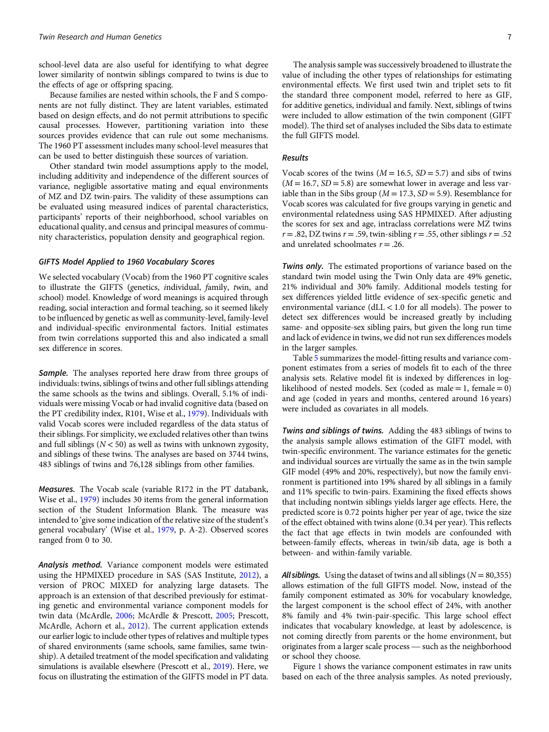school-level data are also useful for identifying to what degree lower similarity of nontwin siblings compared to twins is due to the effects of age or offspring spacing.

Because families are nested within schools, the F and S components are not fully distinct. They are latent variables, estimated based on design effects, and do not permit attributions to specific causal processes. However, partitioning variation into these sources provides evidence that can rule out some mechanisms. The 1960 PT assessment includes many school-level measures that can be used to better distinguish these sources of variation.

Other standard twin model assumptions apply to the model, including additivity and independence of the different sources of variance, negligible assortative mating and equal environments of MZ and DZ twin-pairs. The validity of these assumptions can be evaluated using measured indices of parental characteristics, participants' reports of their neighborhood, school variables on educational quality, and census and principal measures of community characteristics, population density and geographical region.

### *GIFTS Model Applied to 1960 Vocabulary Scores*

We selected vocabulary (Vocab) from the 1960 PT cognitive scales to illustrate the GIFTS (*g*enetics, *i*ndividual, *f*amily, *t*win, and *s*chool) model. Knowledge of word meanings is acquired through reading, social interaction and formal teaching, so it seemed likely to be influenced by genetic as well as community-level, family-level and individual-specific environmental factors. Initial estimates from twin correlations supported this and also indicated a small sex difference in scores.

***Sample.*** The analyses reported here draw from three groups of individuals: twins, siblings of twins and other full siblings attending the same schools as the twins and siblings. Overall, 5.1% of individuals were missing Vocab or had invalid cognitive data (based on the PT credibility index, R101, Wise et al., 1979). Individuals with valid Vocab scores were included regardless of the data status of their siblings. For simplicity, we excluded relatives other than twins and full siblings ($N < 50$) as well as twins with unknown zygosity, and siblings of these twins. The analyses are based on 3744 twins, 483 siblings of twins and 76,128 siblings from other families.

***Measures.*** The Vocab scale (variable R172 in the PT databank, Wise et al., 1979) includes 30 items from the general information section of the Student Information Blank. The measure was intended to 'give some indication of the relative size of the student's general vocabulary' (Wise et al., 1979, p. A-2). Observed scores ranged from 0 to 30.

***Analysis method.*** Variance component models were estimated using the HPMIXED procedure in SAS (SAS Institute, 2012), a version of PROC MIXED for analyzing large datasets. The approach is an extension of that described previously for estimating genetic and environmental variance component models for twin data (McArdle, 2006; McArdle & Prescott, 2005; Prescott, McArdle, Achorn et al., 2012). The current application extends our earlier logic to include other types of relatives and multiple types of shared environments (same schools, same families, same twinship). A detailed treatment of the model specification and validating simulations is available elsewhere (Prescott et al., 2019). Here, we focus on illustrating the estimation of the GIFTS model in PT data.

The analysis sample was successively broadened to illustrate the value of including the other types of relationships for estimating environmental effects. We first used twin and triplet sets to fit the standard three component model, referred to here as GIF, for additive genetics, individual and family. Next, siblings of twins were included to allow estimation of the twin component (GIFT model). The third set of analyses included the Sibs data to estimate the full GIFTS model.

### *Results*

Vocab scores of the twins ($M = 16.5$, $SD = 5.7$) and sibs of twins ($M = 16.7$, $SD = 5.8$) are somewhat lower in average and less variable than in the Sibs group ($M = 17.3$, $SD = 5.9$). Resemblance for Vocab scores was calculated for five groups varying in genetic and environmental relatedness using SAS HPMIXED. After adjusting the scores for sex and age, intraclass correlations were MZ twins $r = .82$, DZ twins $r = .59$, twin-sibling $r = .55$, other siblings $r = .52$ and unrelated schoolmates $r = .26$.

***Twins only.*** The estimated proportions of variance based on the standard twin model using the Twin Only data are 49% genetic, 21% individual and 30% family. Additional models testing for sex differences yielded little evidence of sex-specific genetic and environmental variance (dLL < 1.0 for all models). The power to detect sex differences would be increased greatly by including same- and opposite-sex sibling pairs, but given the long run time and lack of evidence in twins, we did not run sex differences models in the larger samples.

Table 5 summarizes the model-fitting results and variance component estimates from a series of models fit to each of the three analysis sets. Relative model fit is indexed by differences in log-likelihood of nested models. Sex (coded as male = 1, female = 0) and age (coded in years and months, centered around 16 years) were included as covariates in all models.

***Twins and siblings of twins.*** Adding the 483 siblings of twins to the analysis sample allows estimation of the GIFT model, with twin-specific environment. The variance estimates for the genetic and individual sources are virtually the same as in the twin sample GIF model (49% and 20%, respectively), but now the family environment is partitioned into 19% shared by all siblings in a family and 11% specific to twin-pairs. Examining the fixed effects shows that including nontwin siblings yields larger age effects. Here, the predicted score is 0.72 points higher per year of age, twice the size of the effect obtained with twins alone (0.34 per year). This reflects the fact that age effects in twin models are confounded with between-family effects, whereas in twin/sib data, age is both a between- and within-family variable.

***All siblings.*** Using the dataset of twins and all siblings ($N = 80{,}355$) allows estimation of the full GIFTS model. Now, instead of the family component estimated as 30% for vocabulary knowledge, the largest component is the school effect of 24%, with another 8% family and 4% twin-pair-specific. This large school effect indicates that vocabulary knowledge, at least by adolescence, is not coming directly from parents or the home environment, but originates from a larger scale process — such as the neighborhood or school they choose.

Figure 1 shows the variance component estimates in raw units based on each of the three analysis samples. As noted previously,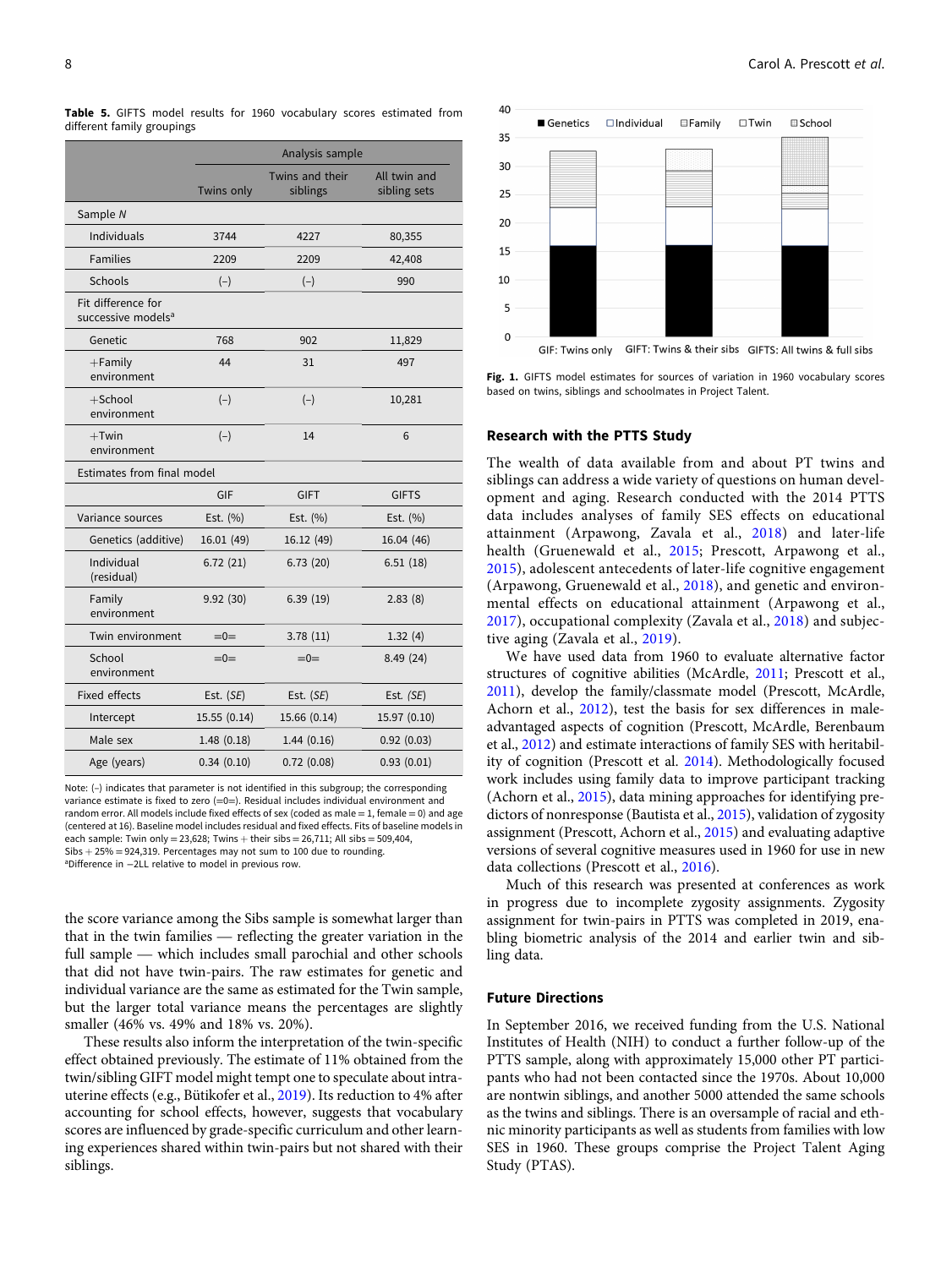**Table 5.** GIFTS model results for 1960 vocabulary scores estimated from different family groupings

| | Analysis sample | | |
|---|---|---|---|
| | Twins only | Twins and their siblings | All twin and sibling sets |
| **Sample *N*** | | | |
| Individuals | 3744 | 4227 | 80,355 |
| Families | 2209 | 2209 | 42,408 |
| Schools | (–) | (–) | 990 |
| **Fit difference for successive models[a]** | | | |
| Genetic | 768 | 902 | 11,829 |
| +Family environment | 44 | 31 | 497 |
| +School environment | (–) | (–) | 10,281 |
| +Twin environment | (–) | 14 | 6 |
| **Estimates from final model** | | | |
| | GIF | GIFT | GIFTS |
| Variance sources | Est. (%) | Est. (%) | Est. (%) |
| Genetics (additive) | 16.01 (49) | 16.12 (49) | 16.04 (46) |
| Individual (residual) | 6.72 (21) | 6.73 (20) | 6.51 (18) |
| Family environment | 9.92 (30) | 6.39 (19) | 2.83 (8) |
| Twin environment | =0= | 3.78 (11) | 1.32 (4) |
| School environment | =0= | =0= | 8.49 (24) |
| Fixed effects | Est. (*SE*) | Est. (*SE*) | Est. (*SE*) |
| Intercept | 15.55 (0.14) | 15.66 (0.14) | 15.97 (0.10) |
| Male sex | 1.48 (0.18) | 1.44 (0.16) | 0.92 (0.03) |
| Age (years) | 0.34 (0.10) | 0.72 (0.08) | 0.93 (0.01) |

Note: (–) indicates that parameter is not identified in this subgroup; the corresponding variance estimate is fixed to zero (=0=). Residual includes individual environment and random error. All models include fixed effects of sex (coded as male = 1, female = 0) and age (centered at 16). Baseline model includes residual and fixed effects. Fits of baseline models in each sample: Twin only = 23,628; Twins + their sibs = 26,711; All sibs = 509,404, Sibs + 25% = 924,319. Percentages may not sum to 100 due to rounding.
[a]Difference in −2LL relative to model in previous row.

the score variance among the Sibs sample is somewhat larger than that in the twin families — reflecting the greater variation in the full sample — which includes small parochial and other schools that did not have twin-pairs. The raw estimates for genetic and individual variance are the same as estimated for the Twin sample, but the larger total variance means the percentages are slightly smaller (46% vs. 49% and 18% vs. 20%).

These results also inform the interpretation of the twin-specific effect obtained previously. The estimate of 11% obtained from the twin/sibling GIFT model might tempt one to speculate about intrauterine effects (e.g., Bütikofer et al., 2019). Its reduction to 4% after accounting for school effects, however, suggests that vocabulary scores are influenced by grade-specific curriculum and other learning experiences shared within twin-pairs but not shared with their siblings.

**Fig. 1.** GIFTS model estimates for sources of variation in 1960 vocabulary scores based on twins, siblings and schoolmates in Project Talent.

## Research with the PTTS Study

The wealth of data available from and about PT twins and siblings can address a wide variety of questions on human development and aging. Research conducted with the 2014 PTTS data includes analyses of family SES effects on educational attainment (Arpawong, Zavala et al., 2018) and later-life health (Gruenewald et al., 2015; Prescott, Arpawong et al., 2015), adolescent antecedents of later-life cognitive engagement (Arpawong, Gruenewald et al., 2018), and genetic and environmental effects on educational attainment (Arpawong et al., 2017), occupational complexity (Zavala et al., 2018) and subjective aging (Zavala et al., 2019).

We have used data from 1960 to evaluate alternative factor structures of cognitive abilities (McArdle, 2011; Prescott et al., 2011), develop the family/classmate model (Prescott, McArdle, Achorn et al., 2012), test the basis for sex differences in male-advantaged aspects of cognition (Prescott, McArdle, Berenbaum et al., 2012) and estimate interactions of family SES with heritability of cognition (Prescott et al. 2014). Methodologically focused work includes using family data to improve participant tracking (Achorn et al., 2015), data mining approaches for identifying predictors of nonresponse (Bautista et al., 2015), validation of zygosity assignment (Prescott, Achorn et al., 2015) and evaluating adaptive versions of several cognitive measures used in 1960 for use in new data collections (Prescott et al., 2016).

Much of this research was presented at conferences as work in progress due to incomplete zygosity assignments. Zygosity assignment for twin-pairs in PTTS was completed in 2019, enabling biometric analysis of the 2014 and earlier twin and sibling data.

## Future Directions

In September 2016, we received funding from the U.S. National Institutes of Health (NIH) to conduct a further follow-up of the PTTS sample, along with approximately 15,000 other PT participants who had not been contacted since the 1970s. About 10,000 are nontwin siblings, and another 5000 attended the same schools as the twins and siblings. There is an oversample of racial and ethnic minority participants as well as students from families with low SES in 1960. These groups comprise the Project Talent Aging Study (PTAS).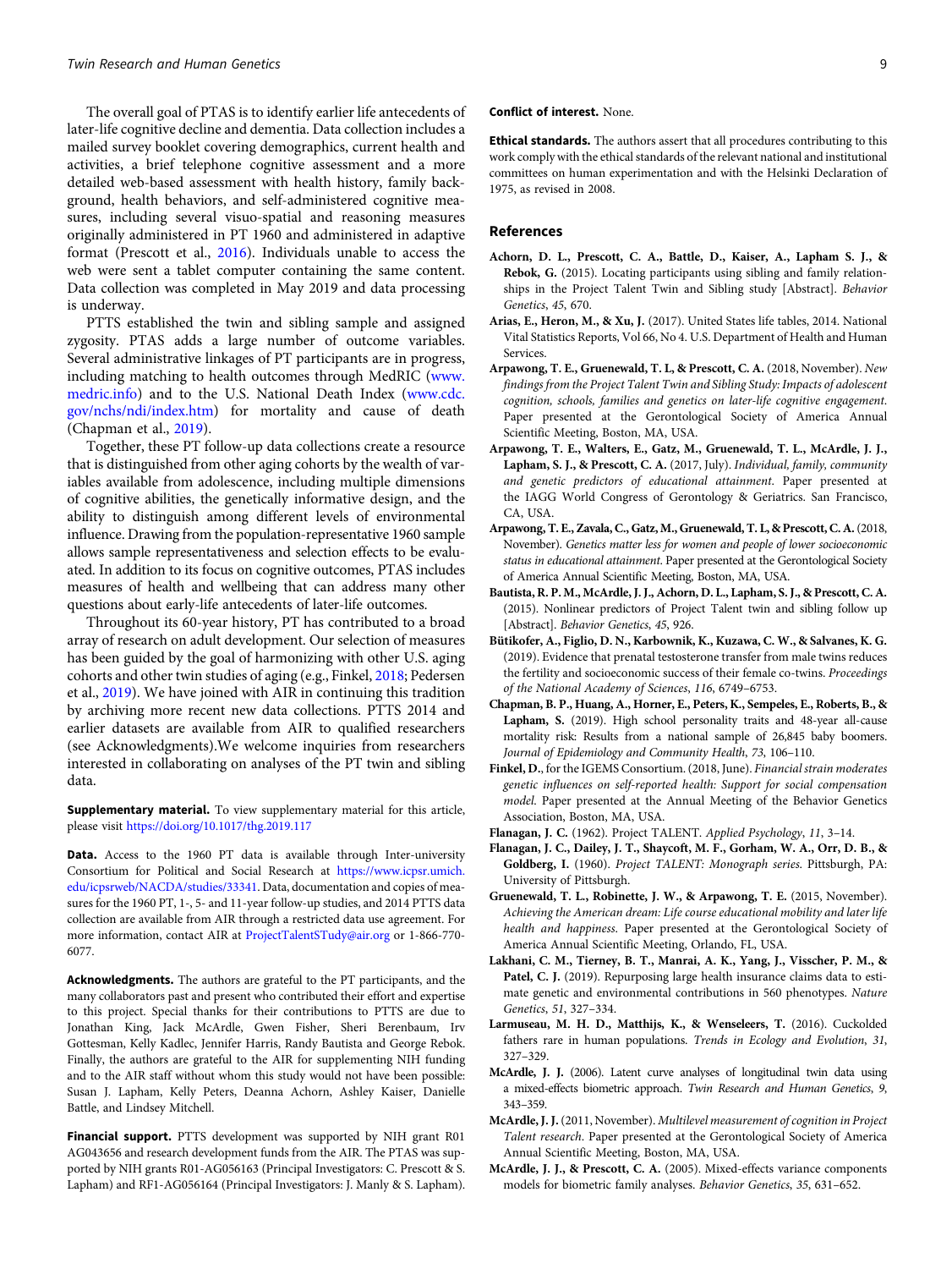The overall goal of PTAS is to identify earlier life antecedents of later-life cognitive decline and dementia. Data collection includes a mailed survey booklet covering demographics, current health and activities, a brief telephone cognitive assessment and a more detailed web-based assessment with health history, family background, health behaviors, and self-administered cognitive measures, including several visuo-spatial and reasoning measures originally administered in PT 1960 and administered in adaptive format (Prescott et al., 2016). Individuals unable to access the web were sent a tablet computer containing the same content. Data collection was completed in May 2019 and data processing is underway.

PTTS established the twin and sibling sample and assigned zygosity. PTAS adds a large number of outcome variables. Several administrative linkages of PT participants are in progress, including matching to health outcomes through MedRIC (www.medric.info) and to the U.S. National Death Index (www.cdc.gov/nchs/ndi/index.htm) for mortality and cause of death (Chapman et al., 2019).

Together, these PT follow-up data collections create a resource that is distinguished from other aging cohorts by the wealth of variables available from adolescence, including multiple dimensions of cognitive abilities, the genetically informative design, and the ability to distinguish among different levels of environmental influence. Drawing from the population-representative 1960 sample allows sample representativeness and selection effects to be evaluated. In addition to its focus on cognitive outcomes, PTAS includes measures of health and wellbeing that can address many other questions about early-life antecedents of later-life outcomes.

Throughout its 60-year history, PT has contributed to a broad array of research on adult development. Our selection of measures has been guided by the goal of harmonizing with other U.S. aging cohorts and other twin studies of aging (e.g., Finkel, 2018; Pedersen et al., 2019). We have joined with AIR in continuing this tradition by archiving more recent new data collections. PTTS 2014 and earlier datasets are available from AIR to qualified researchers (see Acknowledgments).We welcome inquiries from researchers interested in collaborating on analyses of the PT twin and sibling data.

**Supplementary material.** To view supplementary material for this article, please visit https://doi.org/10.1017/thg.2019.117

**Data.** Access to the 1960 PT data is available through Inter-university Consortium for Political and Social Research at https://www.icpsr.umich.edu/icpsrweb/NACDA/studies/33341. Data, documentation and copies of measures for the 1960 PT, 1-, 5- and 11-year follow-up studies, and 2014 PTTS data collection are available from AIR through a restricted data use agreement. For more information, contact AIR at ProjectTalentSTudy@air.org or 1-866-770-6077.

**Acknowledgments.** The authors are grateful to the PT participants, and the many collaborators past and present who contributed their effort and expertise to this project. Special thanks for their contributions to PTTS are due to Jonathan King, Jack McArdle, Gwen Fisher, Sheri Berenbaum, Irv Gottesman, Kelly Kadlec, Jennifer Harris, Randy Bautista and George Rebok. Finally, the authors are grateful to the AIR for supplementing NIH funding and to the AIR staff without whom this study would not have been possible: Susan J. Lapham, Kelly Peters, Deanna Achorn, Ashley Kaiser, Danielle Battle, and Lindsey Mitchell.

**Financial support.** PTTS development was supported by NIH grant R01 AG043656 and research development funds from the AIR. The PTAS was supported by NIH grants R01-AG056163 (Principal Investigators: C. Prescott & S. Lapham) and RF1-AG056164 (Principal Investigators: J. Manly & S. Lapham).

**Conflict of interest.** None.

**Ethical standards.** The authors assert that all procedures contributing to this work comply with the ethical standards of the relevant national and institutional committees on human experimentation and with the Helsinki Declaration of 1975, as revised in 2008.

## References

**Achorn, D. L., Prescott, C. A., Battle, D., Kaiser, A., Lapham S. J., & Rebok, G.** (2015). Locating participants using sibling and family relationships in the Project Talent Twin and Sibling study [Abstract]. *Behavior Genetics*, *45*, 670.

**Arias, E., Heron, M., & Xu, J.** (2017). United States life tables, 2014. National Vital Statistics Reports, Vol 66, No 4. U.S. Department of Health and Human Services.

**Arpawong, T. E., Gruenewald, T. L, & Prescott, C. A.** (2018, November). *New findings from the Project Talent Twin and Sibling Study: Impacts of adolescent cognition, schools, families and genetics on later-life cognitive engagement*. Paper presented at the Gerontological Society of America Annual Scientific Meeting, Boston, MA, USA.

**Arpawong, T. E., Walters, E., Gatz, M., Gruenewald, T. L., McArdle, J. J., Lapham, S. J., & Prescott, C. A.** (2017, July). *Individual, family, community and genetic predictors of educational attainment*. Paper presented at the IAGG World Congress of Gerontology & Geriatrics. San Francisco, CA, USA.

**Arpawong, T. E., Zavala, C., Gatz, M., Gruenewald, T. L, & Prescott, C. A.** (2018, November). *Genetics matter less for women and people of lower socioeconomic status in educational attainment*. Paper presented at the Gerontological Society of America Annual Scientific Meeting, Boston, MA, USA.

**Bautista, R. P. M., McArdle, J. J., Achorn, D. L., Lapham, S. J., & Prescott, C. A.** (2015). Nonlinear predictors of Project Talent twin and sibling follow up [Abstract]. *Behavior Genetics*, *45*, 926.

**Bütikofer, A., Figlio, D. N., Karbownik, K., Kuzawa, C. W., & Salvanes, K. G.** (2019). Evidence that prenatal testosterone transfer from male twins reduces the fertility and socioeconomic success of their female co-twins. *Proceedings of the National Academy of Sciences*, *116*, 6749–6753.

**Chapman, B. P., Huang, A., Horner, E., Peters, K., Sempeles, E., Roberts, B., & Lapham, S.** (2019). High school personality traits and 48-year all-cause mortality risk: Results from a national sample of 26,845 baby boomers. *Journal of Epidemiology and Community Health*, *73*, 106–110.

**Finkel, D.**, for the IGEMS Consortium. (2018, June). *Financial strain moderates genetic influences on self-reported health: Support for social compensation model*. Paper presented at the Annual Meeting of the Behavior Genetics Association, Boston, MA, USA.

**Flanagan, J. C.** (1962). Project TALENT. *Applied Psychology*, *11*, 3–14.

**Flanagan, J. C., Dailey, J. T., Shaycoft, M. F., Gorham, W. A., Orr, D. B., & Goldberg, I.** (1960). *Project TALENT: Monograph series*. Pittsburgh, PA: University of Pittsburgh.

**Gruenewald, T. L., Robinette, J. W., & Arpawong, T. E.** (2015, November). *Achieving the American dream: Life course educational mobility and later life health and happiness*. Paper presented at the Gerontological Society of America Annual Scientific Meeting, Orlando, FL, USA.

**Lakhani, C. M., Tierney, B. T., Manrai, A. K., Yang, J., Visscher, P. M., & Patel, C. J.** (2019). Repurposing large health insurance claims data to estimate genetic and environmental contributions in 560 phenotypes. *Nature Genetics*, *51*, 327–334.

**Larmuseau, M. H. D., Matthijs, K., & Wenseleers, T.** (2016). Cuckolded fathers rare in human populations. *Trends in Ecology and Evolution*, *31*, 327–329.

**McArdle, J. J.** (2006). Latent curve analyses of longitudinal twin data using a mixed-effects biometric approach. *Twin Research and Human Genetics*, *9*, 343–359.

**McArdle, J. J.** (2011, November). *Multilevel measurement of cognition in Project Talent research*. Paper presented at the Gerontological Society of America Annual Scientific Meeting, Boston, MA, USA.

**McArdle, J. J., & Prescott, C. A.** (2005). Mixed-effects variance components models for biometric family analyses. *Behavior Genetics*, *35*, 631–652.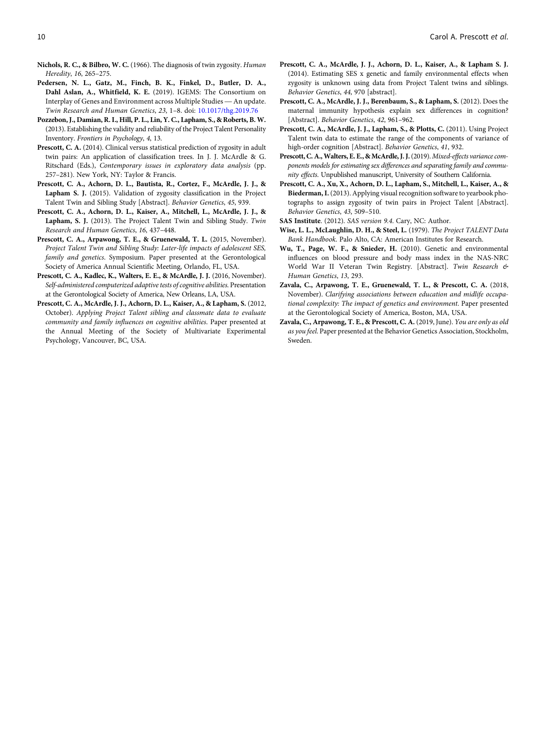**Nichols, R. C., & Bilbro, W. C.** (1966). The diagnosis of twin zygosity. *Human Heredity*, *16*, 265–275.

**Pedersen, N. L., Gatz, M., Finch, B. K., Finkel, D., Butler, D. A., Dahl Aslan, A., Whitfield, K. E.** (2019). IGEMS: The Consortium on Interplay of Genes and Environment across Multiple Studies — An update. *Twin Research and Human Genetics*, *23*, 1–8. doi: 10.1017/thg.2019.76

**Pozzebon, J., Damian, R. I., Hill, P. L., Lin, Y. C., Lapham, S., & Roberts, B. W.** (2013). Establishing the validity and reliability of the Project Talent Personality Inventory. *Frontiers in Psychology*, *4*, 13.

**Prescott, C. A.** (2014). Clinical versus statistical prediction of zygosity in adult twin pairs: An application of classification trees. In J. J. McArdle & G. Ritschard (Eds.), *Contemporary issues in exploratory data analysis* (pp. 257–281). New York, NY: Taylor & Francis.

**Prescott, C. A., Achorn, D. L., Bautista, R., Cortez, F., McArdle, J. J., & Lapham S. J.** (2015). Validation of zygosity classification in the Project Talent Twin and Sibling Study [Abstract]. *Behavior Genetics*, *45*, 939.

**Prescott, C. A., Achorn, D. L., Kaiser, A., Mitchell, L., McArdle, J. J., & Lapham, S. J.** (2013). The Project Talent Twin and Sibling Study. *Twin Research and Human Genetics*, *16*, 437–448.

**Prescott, C. A., Arpawong, T. E., & Gruenewald, T. L.** (2015, November). *Project Talent Twin and Sibling Study: Later-life impacts of adolescent SES, family and genetics*. Symposium. Paper presented at the Gerontological Society of America Annual Scientific Meeting, Orlando, FL, USA.

**Prescott, C. A., Kadlec, K., Walters, E. E., & McArdle, J. J.** (2016, November). *Self-administered computerized adaptive tests of cognitive abilities*. Presentation at the Gerontological Society of America, New Orleans, LA, USA.

**Prescott, C. A., McArdle, J. J., Achorn, D. L., Kaiser, A., & Lapham, S.** (2012, October). *Applying Project Talent sibling and classmate data to evaluate community and family influences on cognitive abilities*. Paper presented at the Annual Meeting of the Society of Multivariate Experimental Psychology, Vancouver, BC, USA.

**Prescott, C. A., McArdle, J. J., Achorn, D. L., Kaiser, A., & Lapham S. J.** (2014). Estimating SES x genetic and family environmental effects when zygosity is unknown using data from Project Talent twins and siblings. *Behavior Genetics*, *44*, 970 [abstract].

**Prescott, C. A., McArdle, J. J., Berenbaum, S., & Lapham, S.** (2012). Does the maternal immunity hypothesis explain sex differences in cognition? [Abstract]. *Behavior Genetics*, *42*, 961–962.

**Prescott, C. A., McArdle, J. J., Lapham, S., & Plotts, C.** (2011). Using Project Talent twin data to estimate the range of the components of variance of high-order cognition [Abstract]. *Behavior Genetics*, *41*, 932.

**Prescott, C. A., Walters, E. E., & McArdle, J. J.** (2019). *Mixed-effects variance components models for estimating sex differences and separating family and community effects*. Unpublished manuscript, University of Southern California.

**Prescott, C. A., Xu, X., Achorn, D. L., Lapham, S., Mitchell, L., Kaiser, A., & Biederman, I.** (2013). Applying visual recognition software to yearbook photographs to assign zygosity of twin pairs in Project Talent [Abstract]. *Behavior Genetics*, *43*, 509–510.

**SAS Institute**. (2012). *SAS version 9.4*. Cary, NC: Author.

**Wise, L. L., McLaughlin, D. H., & Steel, L.** (1979). *The Project TALENT Data Bank Handbook*. Palo Alto, CA: American Institutes for Research.

**Wu, T., Page, W. F., & Snieder, H.** (2010). Genetic and environmental influences on blood pressure and body mass index in the NAS-NRC World War II Veteran Twin Registry. [Abstract]. *Twin Research & Human Genetics*, *13*, 293.

**Zavala, C., Arpawong, T. E., Gruenewald, T. L., & Prescott, C. A.** (2018, November). *Clarifying associations between education and midlife occupational complexity: The impact of genetics and environment*. Paper presented at the Gerontological Society of America, Boston, MA, USA.

**Zavala, C., Arpawong, T. E., & Prescott, C. A.** (2019, June). *You are only as old as you feel*. Paper presented at the Behavior Genetics Association, Stockholm, Sweden.